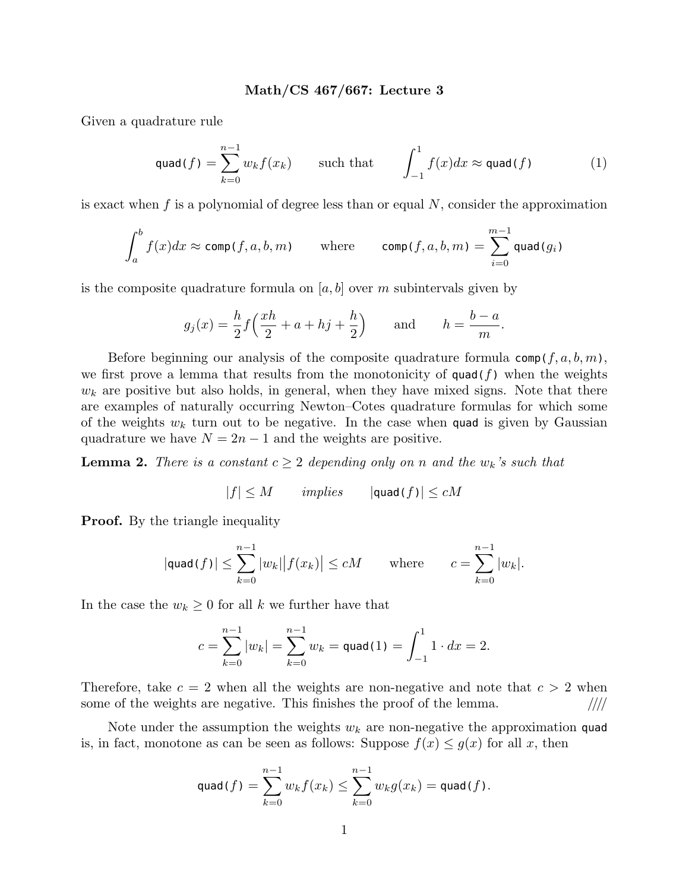# Math/CS 467/667: Lecture 3

Given a quadrature rule

$$\texttt{quad(}f\texttt{)} = \sum_{k=0}^{n-1} w_k f(x_k) \qquad \text{such that} \qquad \int_{-1}^{1} f(x)dx \approx \texttt{quad(}f\texttt{)} \tag{1}$$

is exact when $f$ is a polynomial of degree less than or equal $N$, consider the approximation

$$\int_a^b f(x)dx \approx \texttt{comp(}f,a,b,m\texttt{)} \qquad \text{where} \qquad \texttt{comp(}f,a,b,m\texttt{)} = \sum_{i=0}^{m-1} \texttt{quad(}g_i\texttt{)}$$

is the composite quadrature formula on $[a,b]$ over $m$ subintervals given by

$$g_j(x) = \frac{h}{2} f\Big(\frac{xh}{2} + a + hj + \frac{h}{2}\Big) \qquad \text{and} \qquad h = \frac{b-a}{m}.$$

Before beginning our analysis of the composite quadrature formula $\texttt{comp(}f,a,b,m\texttt{)}$, we first prove a lemma that results from the monotonicity of $\texttt{quad(}f\texttt{)}$ when the weights $w_k$ are positive but also holds, in general, when they have mixed signs. Note that there are examples of naturally occurring Newton–Cotes quadrature formulas for which some of the weights $w_k$ turn out to be negative. In the case when quad is given by Gaussian quadrature we have $N = 2n-1$ and the weights are positive.

**Lemma 2.** *There is a constant $c \ge 2$ depending only on $n$ and the $w_k$'s such that*

$$|f| \le M \qquad \textit{implies} \qquad |\texttt{quad(}f\texttt{)}| \le cM$$

**Proof.** By the triangle inequality

$$|\texttt{quad(}f\texttt{)}| \le \sum_{k=0}^{n-1} |w_k| \big|f(x_k)\big| \le cM \qquad \text{where} \qquad c = \sum_{k=0}^{n-1} |w_k|.$$

In the case the $w_k \ge 0$ for all $k$ we further have that

$$c = \sum_{k=0}^{n-1} |w_k| = \sum_{k=0}^{n-1} w_k = \texttt{quad(1)} = \int_{-1}^{1} 1 \cdot dx = 2.$$

Therefore, take $c = 2$ when all the weights are non-negative and note that $c > 2$ when some of the weights are negative. This finishes the proof of the lemma. ////

Note under the assumption the weights $w_k$ are non-negative the approximation quad is, in fact, monotone as can be seen as follows: Suppose $f(x) \le g(x)$ for all $x$, then

$$\texttt{quad(}f\texttt{)} = \sum_{k=0}^{n-1} w_k f(x_k) \le \sum_{k=0}^{n-1} w_k g(x_k) = \texttt{quad(}f\texttt{)}.$$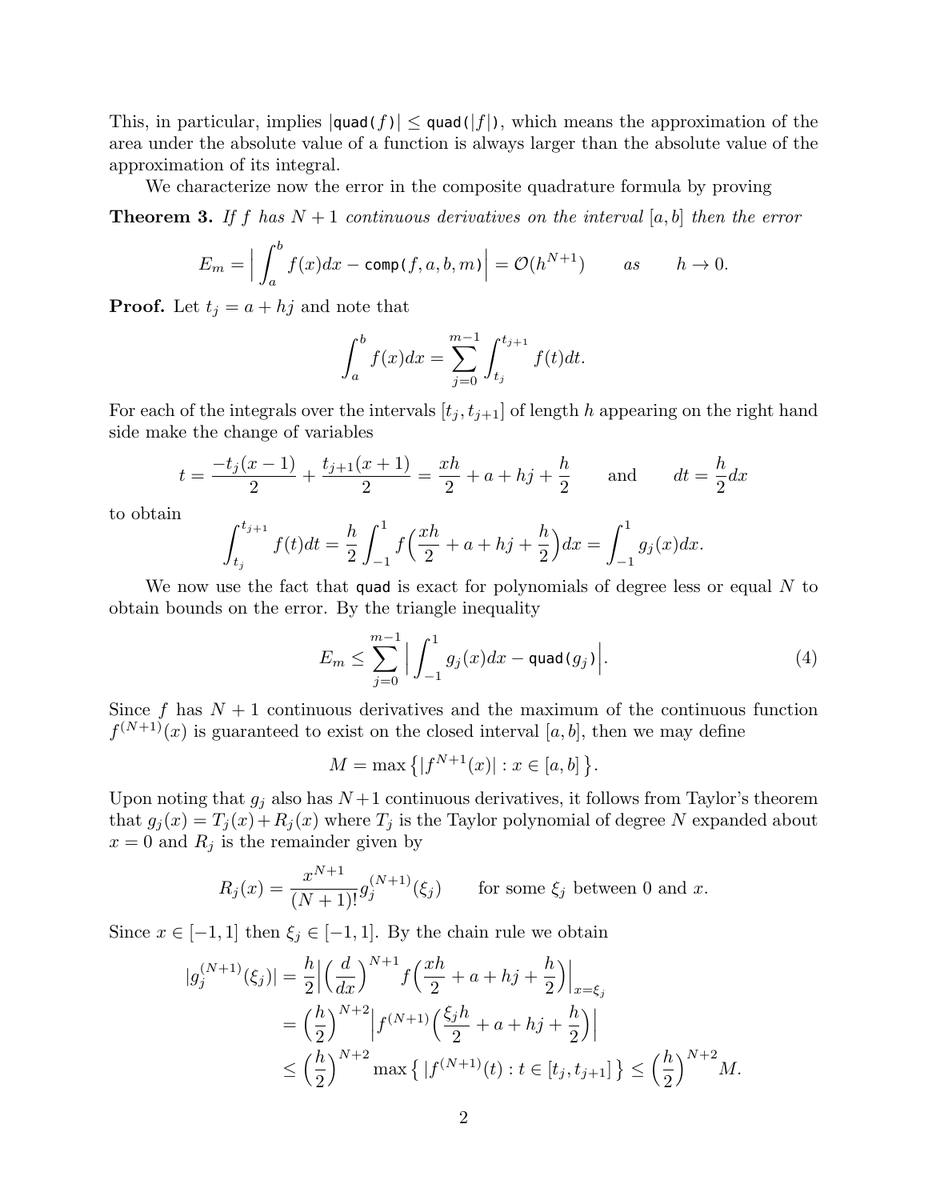This, in particular, implies $|\texttt{quad(}f\texttt{)}| \le \texttt{quad(}|f|\texttt{)}$, which means the approximation of the area under the absolute value of a function is always larger than the absolute value of the approximation of its integral.

We characterize now the error in the composite quadrature formula by proving

**Theorem 3.** *If $f$ has $N+1$ continuous derivatives on the interval $[a,b]$ then the error*

$$E_m = \Big| \int_a^b f(x)dx - \texttt{comp(}f,a,b,m\texttt{)}\Big| = \mathcal{O}(h^{N+1}) \qquad as \qquad h \to 0.$$

**Proof.** Let $t_j = a + hj$ and note that

$$\int_a^b f(x)dx = \sum_{j=0}^{m-1} \int_{t_j}^{t_{j+1}} f(t)dt.$$

For each of the integrals over the intervals $[t_j, t_{j+1}]$ of length $h$ appearing on the right hand side make the change of variables

$$t = \frac{-t_j(x-1)}{2} + \frac{t_{j+1}(x+1)}{2} = \frac{xh}{2} + a + hj + \frac{h}{2} \qquad \text{and} \qquad dt = \frac{h}{2}dx$$

to obtain

$$\int_{t_j}^{t_{j+1}} f(t)dt = \frac{h}{2}\int_{-1}^{1} f\Big(\frac{xh}{2} + a + hj + \frac{h}{2}\Big)dx = \int_{-1}^{1} g_j(x)dx.$$

We now use the fact that quad is exact for polynomials of degree less or equal $N$ to obtain bounds on the error. By the triangle inequality

$$E_m \le \sum_{j=0}^{m-1} \Big| \int_{-1}^{1} g_j(x)dx - \texttt{quad(}g_j\texttt{)}\Big|. \tag{4}$$

Since $f$ has $N+1$ continuous derivatives and the maximum of the continuous function $f^{(N+1)}(x)$ is guaranteed to exist on the closed interval $[a,b]$, then we may define

$$M = \max\big\{ |f^{N+1}(x)| : x \in [a,b]\big\}.$$

Upon noting that $g_j$ also has $N+1$ continuous derivatives, it follows from Taylor's theorem that $g_j(x) = T_j(x) + R_j(x)$ where $T_j$ is the Taylor polynomial of degree $N$ expanded about $x = 0$ and $R_j$ is the remainder given by

$$R_j(x) = \frac{x^{N+1}}{(N+1)!} g_j^{(N+1)}(\xi_j) \qquad \text{for some } \xi_j \text{ between } 0 \text{ and } x.$$

Since $x \in [-1,1]$ then $\xi_j \in [-1,1]$. By the chain rule we obtain

$$\begin{aligned}
|g_j^{(N+1)}(\xi_j)| &= \frac{h}{2}\Big| \Big(\frac{d}{dx}\Big)^{N+1} f\Big(\frac{xh}{2} + a + hj + \frac{h}{2}\Big)\Big|_{x=\xi_j} \\
&= \Big(\frac{h}{2}\Big)^{N+2}\Big| f^{(N+1)}\Big(\frac{\xi_j h}{2} + a + hj + \frac{h}{2}\Big)\Big| \\
&\le \Big(\frac{h}{2}\Big)^{N+2} \max\big\{ |f^{(N+1)}(t) : t \in [t_j, t_{j+1}]\big\} \le \Big(\frac{h}{2}\Big)^{N+2} M.
\end{aligned}$$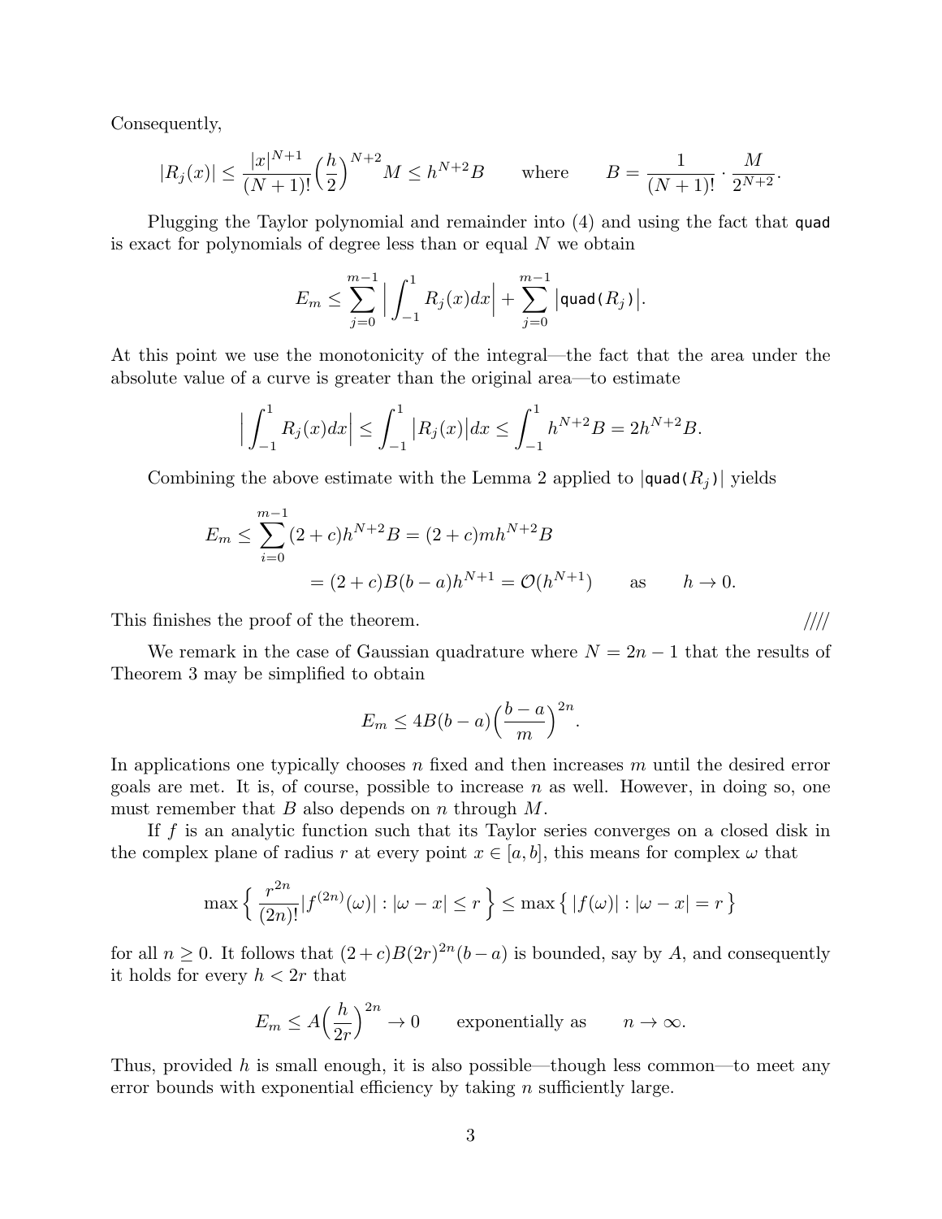Consequently,

$$|R_j(x)| \le \frac{|x|^{N+1}}{(N+1)!}\Big(\frac{h}{2}\Big)^{N+2} M \le h^{N+2}B \qquad \text{where} \qquad B = \frac{1}{(N+1)!}\cdot\frac{M}{2^{N+2}}.$$

Plugging the Taylor polynomial and remainder into (4) and using the fact that `quad` is exact for polynomials of degree less than or equal $N$ we obtain

$$E_m \le \sum_{j=0}^{m-1}\Big|\int_{-1}^{1} R_j(x)dx\Big| + \sum_{j=0}^{m-1}\big|\texttt{quad}(R_j)\big|.$$

At this point we use the monotonicity of the integral—the fact that the area under the absolute value of a curve is greater than the original area—to estimate

$$\Big|\int_{-1}^{1} R_j(x)dx\Big| \le \int_{-1}^{1}\big|R_j(x)\big|dx \le \int_{-1}^{1} h^{N+2}B = 2h^{N+2}B.$$

Combining the above estimate with the Lemma 2 applied to $|\texttt{quad}(R_j)|$ yields

$$E_m \le \sum_{i=0}^{m-1}(2+c)h^{N+2}B = (2+c)mh^{N+2}B$$

$$= (2+c)B(b-a)h^{N+1} = \mathcal{O}(h^{N+1}) \qquad \text{as} \qquad h\to 0.$$

This finishes the proof of the theorem. ////

We remark in the case of Gaussian quadrature where $N = 2n-1$ that the results of Theorem 3 may be simplified to obtain

$$E_m \le 4B(b-a)\Big(\frac{b-a}{m}\Big)^{2n}.$$

In applications one typically chooses $n$ fixed and then increases $m$ until the desired error goals are met. It is, of course, possible to increase $n$ as well. However, in doing so, one must remember that $B$ also depends on $n$ through $M$.

If $f$ is an analytic function such that its Taylor series converges on a closed disk in the complex plane of radius $r$ at every point $x\in[a,b]$, this means for complex $\omega$ that

$$\max\Big\{\,\frac{r^{2n}}{(2n)!}|f^{(2n)}(\omega)| : |\omega - x|\le r\,\Big\} \le \max\big\{\,|f(\omega)| : |\omega - x| = r\,\big\}$$

for all $n\ge 0$. It follows that $(2+c)B(2r)^{2n}(b-a)$ is bounded, say by $A$, and consequently it holds for every $h < 2r$ that

$$E_m \le A\Big(\frac{h}{2r}\Big)^{2n} \to 0 \qquad \text{exponentially as} \qquad n\to\infty.$$

Thus, provided $h$ is small enough, it is also possible—though less common—to meet any error bounds with exponential efficiency by taking $n$ sufficiently large.